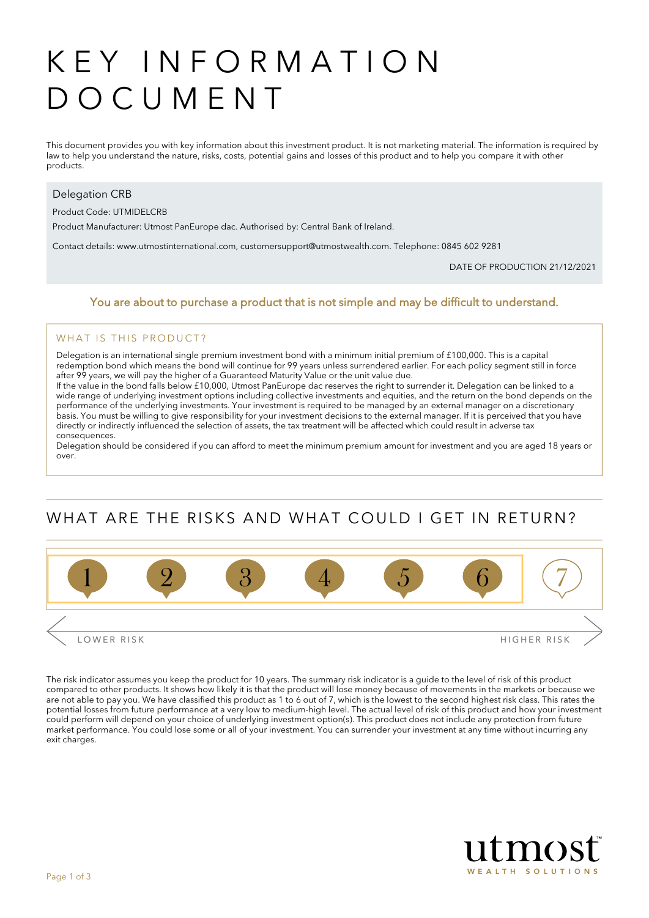# KEY INFORMATION DOCUMENT

This document provides you with key information about this investment product. It is not marketing material. The information is required by law to help you understand the nature, risks, costs, potential gains and losses of this product and to help you compare it with other products.

Delegation CRB

Product Code: UTMIDELCRB

Product Manufacturer: Utmost PanEurope dac. Authorised by: Central Bank of Ireland.

Contact details: www.utmostinternational.com, customersupport@utmostwealth.com. Telephone: 0845 602 9281

DATE OF PRODUCTION 21/12/2021

**You are about to purchase a product that is not simple and may be difficult to understand.**

### WHAT IS THIS PRODUCT?

Delegation is an international single premium investment bond with a minimum initial premium of £100,000. This is a capital redemption bond which means the bond will continue for 99 years unless surrendered earlier. For each policy segment still in force after 99 years, we will pay the higher of a Guaranteed Maturity Value or the unit value due.

If the value in the bond falls below £10,000, Utmost PanEurope dac reserves the right to surrender it. Delegation can be linked to a wide range of underlying investment options including collective investments and equities, and the return on the bond depends on the performance of the underlying investments. Your investment is required to be managed by an external manager on a discretionary basis. You must be willing to give responsibility for your investment decisions to the external manager. If it is perceived that you have directly or indirectly influenced the selection of assets, the tax treatment will be affected which could result in adverse tax consequences.

Delegation should be considered if you can afford to meet the minimum premium amount for investment and you are aged 18 years or over.

## WHAT ARE THE RISKS AND WHAT COULD I GET IN RETURN?

| **1** | **2** | **3** | **4** | **5** | **6** | 7 |
|---|---|---|---|---|---|---|

LOWER RISK ← → HIGHER RISK

The risk indicator assumes you keep the product for 10 years. The summary risk indicator is a guide to the level of risk of this product compared to other products. It shows how likely it is that the product will lose money because of movements in the markets or because we are not able to pay you. We have classified this product as 1 to 6 out of 7, which is the lowest to the second highest risk class. This rates the potential losses from future performance at a very low to medium-high level. The actual level of risk of this product and how your investment could perform will depend on your choice of underlying investment option(s). This product does not include any protection from future market performance. You could lose some or all of your investment. You can surrender your investment at any time without incurring any exit charges.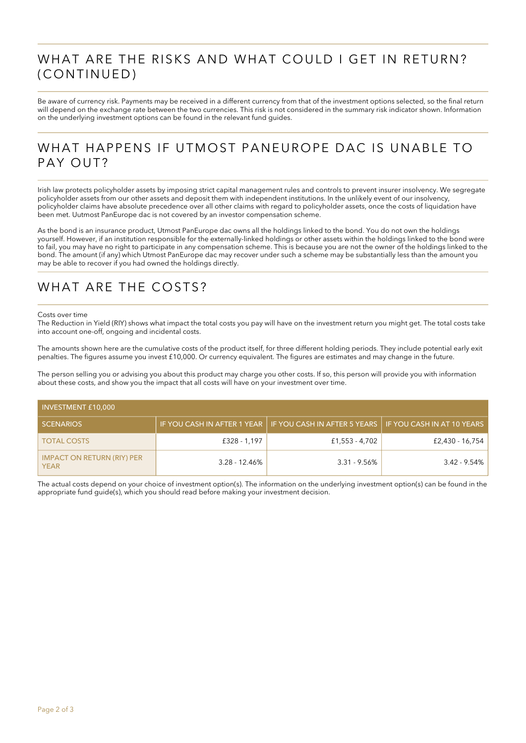## WHAT ARE THE RISKS AND WHAT COULD I GET IN RETURN? (CONTINUED)

Be aware of currency risk. Payments may be received in a different currency from that of the investment options selected, so the final return will depend on the exchange rate between the two currencies. This risk is not considered in the summary risk indicator shown. Information on the underlying investment options can be found in the relevant fund guides.

## WHAT HAPPENS IF UTMOST PANEUROPE DAC IS UNABLE TO PAY OUT?

Irish law protects policyholder assets by imposing strict capital management rules and controls to prevent insurer insolvency. We segregate policyholder assets from our other assets and deposit them with independent institutions. In the unlikely event of our insolvency, policyholder claims have absolute precedence over all other claims with regard to policyholder assets, once the costs of liquidation have been met. Uutmost PanEurope dac is not covered by an investor compensation scheme.

As the bond is an insurance product, Utmost PanEurope dac owns all the holdings linked to the bond. You do not own the holdings yourself. However, if an institution responsible for the externally-linked holdings or other assets within the holdings linked to the bond were to fail, you may have no right to participate in any compensation scheme. This is because you are not the owner of the holdings linked to the bond. The amount (if any) which Utmost PanEurope dac may recover under such a scheme may be substantially less than the amount you may be able to recover if you had owned the holdings directly.

## WHAT ARE THE COSTS?

Costs over time
The Reduction in Yield (RIY) shows what impact the total costs you pay will have on the investment return you might get. The total costs take into account one-off, ongoing and incidental costs.

The amounts shown here are the cumulative costs of the product itself, for three different holding periods. They include potential early exit penalties. The figures assume you invest £10,000. Or currency equivalent. The figures are estimates and may change in the future.

The person selling you or advising you about this product may charge you other costs. If so, this person will provide you with information about these costs, and show you the impact that all costs will have on your investment over time.

| INVESTMENT £10,000 | | | |
|---|---|---|---|
| SCENARIOS | IF YOU CASH IN AFTER 1 YEAR | IF YOU CASH IN AFTER 5 YEARS | IF YOU CASH IN AT 10 YEARS |
| TOTAL COSTS | £328 - 1,197 | £1,553 - 4,702 | £2,430 - 16,754 |
| IMPACT ON RETURN (RIY) PER YEAR | 3.28 - 12.46% | 3.31 - 9.56% | 3.42 - 9.54% |

The actual costs depend on your choice of investment option(s). The information on the underlying investment option(s) can be found in the appropriate fund guide(s), which you should read before making your investment decision.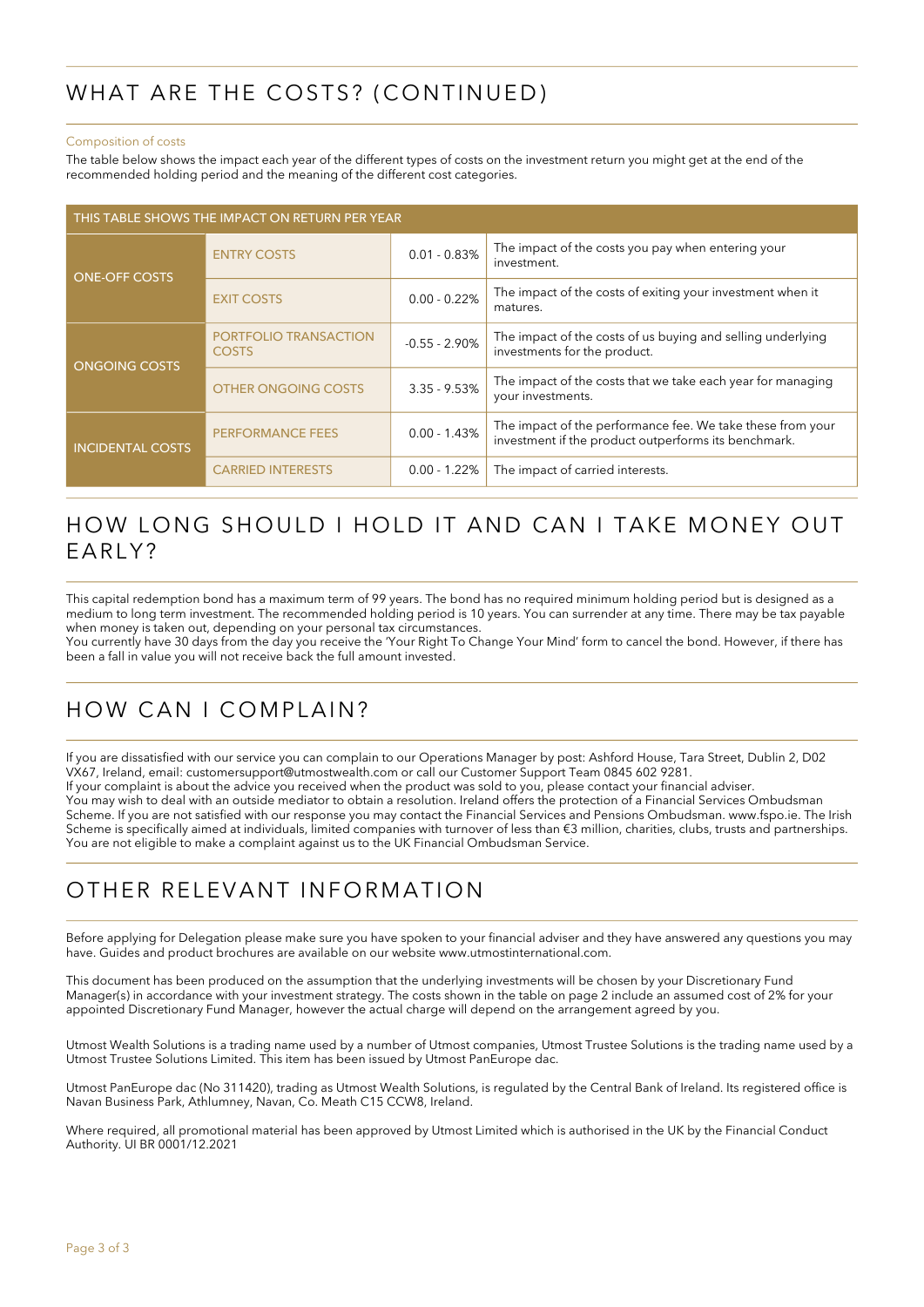## WHAT ARE THE COSTS? (CONTINUED)

Composition of costs

The table below shows the impact each year of the different types of costs on the investment return you might get at the end of the recommended holding period and the meaning of the different cost categories.

| THIS TABLE SHOWS THE IMPACT ON RETURN PER YEAR | | | |
|---|---|---|---|
| ONE-OFF COSTS | ENTRY COSTS | 0.01 - 0.83% | The impact of the costs you pay when entering your investment. |
| | EXIT COSTS | 0.00 - 0.22% | The impact of the costs of exiting your investment when it matures. |
| ONGOING COSTS | PORTFOLIO TRANSACTION COSTS | -0.55 - 2.90% | The impact of the costs of us buying and selling underlying investments for the product. |
| | OTHER ONGOING COSTS | 3.35 - 9.53% | The impact of the costs that we take each year for managing your investments. |
| INCIDENTAL COSTS | PERFORMANCE FEES | 0.00 - 1.43% | The impact of the performance fee. We take these from your investment if the product outperforms its benchmark. |
| | CARRIED INTERESTS | 0.00 - 1.22% | The impact of carried interests. |

## HOW LONG SHOULD I HOLD IT AND CAN I TAKE MONEY OUT EARLY?

This capital redemption bond has a maximum term of 99 years. The bond has no required minimum holding period but is designed as a medium to long term investment. The recommended holding period is 10 years. You can surrender at any time. There may be tax payable when money is taken out, depending on your personal tax circumstances.
You currently have 30 days from the day you receive the 'Your Right To Change Your Mind' form to cancel the bond. However, if there has been a fall in value you will not receive back the full amount invested.

## HOW CAN I COMPLAIN?

If you are dissatisfied with our service you can complain to our Operations Manager by post: Ashford House, Tara Street, Dublin 2, D02 VX67, Ireland, email: customersupport@utmostwealth.com or call our Customer Support Team 0845 602 9281.
If your complaint is about the advice you received when the product was sold to you, please contact your financial adviser.
You may wish to deal with an outside mediator to obtain a resolution. Ireland offers the protection of a Financial Services Ombudsman Scheme. If you are not satisfied with our response you may contact the Financial Services and Pensions Ombudsman. www.fspo.ie. The Irish Scheme is specifically aimed at individuals, limited companies with turnover of less than €3 million, charities, clubs, trusts and partnerships. You are not eligible to make a complaint against us to the UK Financial Ombudsman Service.

## OTHER RELEVANT INFORMATION

Before applying for Delegation please make sure you have spoken to your financial adviser and they have answered any questions you may have. Guides and product brochures are available on our website www.utmostinternational.com.

This document has been produced on the assumption that the underlying investments will be chosen by your Discretionary Fund Manager(s) in accordance with your investment strategy. The costs shown in the table on page 2 include an assumed cost of 2% for your appointed Discretionary Fund Manager, however the actual charge will depend on the arrangement agreed by you.

Utmost Wealth Solutions is a trading name used by a number of Utmost companies, Utmost Trustee Solutions is the trading name used by a Utmost Trustee Solutions Limited. This item has been issued by Utmost PanEurope dac.

Utmost PanEurope dac (No 311420), trading as Utmost Wealth Solutions, is regulated by the Central Bank of Ireland. Its registered office is Navan Business Park, Athlumney, Navan, Co. Meath C15 CCW8, Ireland.

Where required, all promotional material has been approved by Utmost Limited which is authorised in the UK by the Financial Conduct Authority. UI BR 0001/12.2021